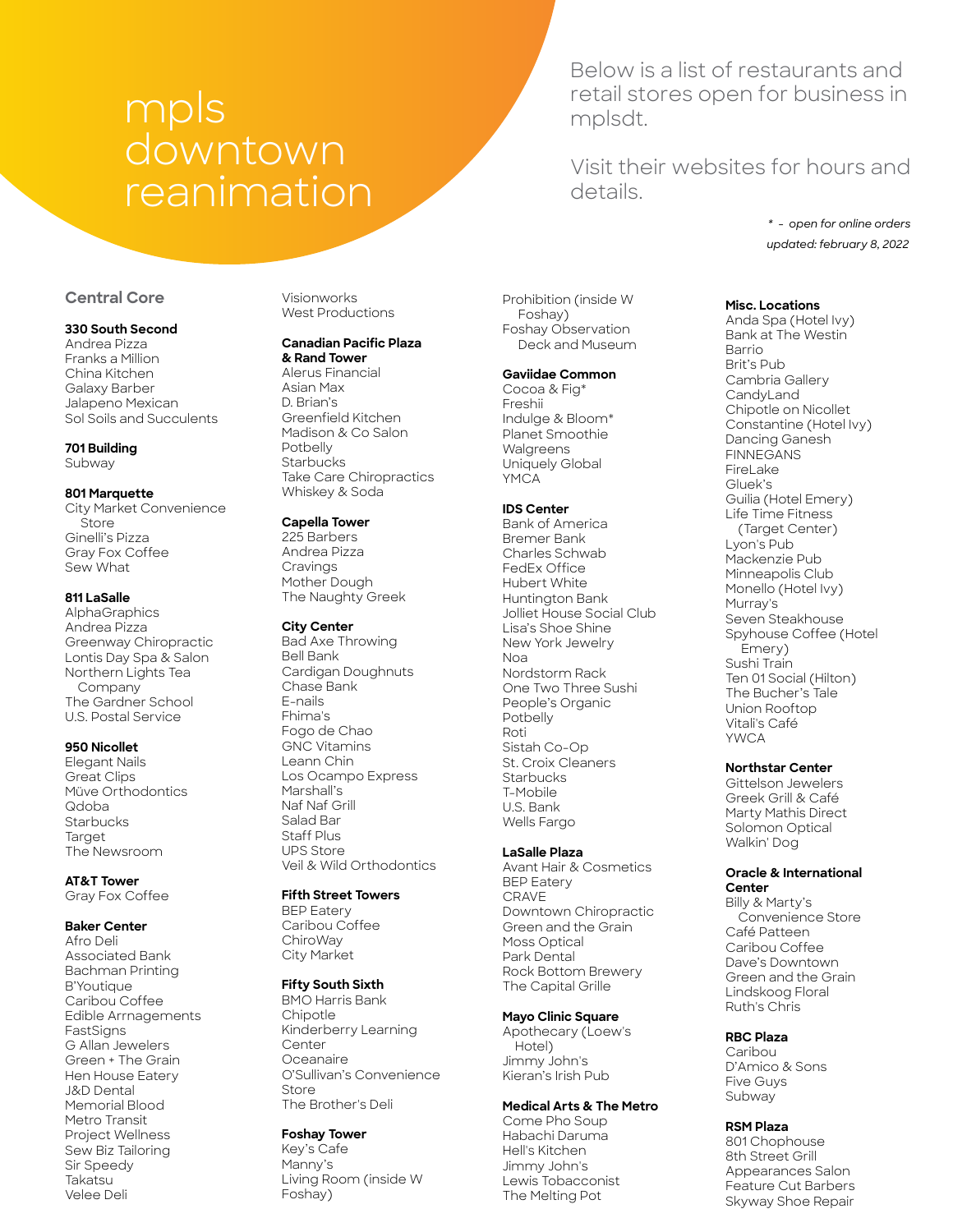# mpls downtown reanimation

Below is a list of restaurants and retail stores open for business in mplsdt.

Visit their websites for hours and details.

*\* - open for online orders*

*updated: february 8, 2022*

## Central Core

**330 South Second**
- Andrea Pizza
- Franks a Million
- China Kitchen
- Galaxy Barber
- Jalapeno Mexican
- Sol Soils and Succulents

**701 Building**
- Subway

**801 Marquette**
- City Market Convenience Store
- Ginelli's Pizza
- Gray Fox Coffee
- Sew What

**811 LaSalle**
- AlphaGraphics
- Andrea Pizza
- Greenway Chiropractic
- Lontis Day Spa & Salon
- Northern Lights Tea Company
- The Gardner School
- U.S. Postal Service

**950 Nicollet**
- Elegant Nails
- Great Clips
- Müve Orthodontics
- Qdoba
- Starbucks
- Target
- The Newsroom

**AT&T Tower**
- Gray Fox Coffee

**Baker Center**
- Afro Deli
- Associated Bank
- Bachman Printing
- B'Youtique
- Caribou Coffee
- Edible Arrnagements
- FastSigns
- G Allan Jewelers
- Green + The Grain
- Hen House Eatery
- J&D Dental
- Memorial Blood
- Metro Transit
- Project Wellness
- Sew Biz Tailoring
- Sir Speedy
- Takatsu
- Velee Deli
- Visionworks
- West Productions

**Canadian Pacific Plaza & Rand Tower**
- Alerus Financial
- Asian Max
- D. Brian's
- Greenfield Kitchen
- Madison & Co Salon
- Potbelly
- Starbucks
- Take Care Chiropractics
- Whiskey & Soda

**Capella Tower**
- 225 Barbers
- Andrea Pizza
- Cravings
- Mother Dough
- The Naughty Greek

**City Center**
- Bad Axe Throwing
- Bell Bank
- Cardigan Doughnuts
- Chase Bank
- E-nails
- Fhima's
- Fogo de Chao
- GNC Vitamins
- Leann Chin
- Los Ocampo Express
- Marshall's
- Naf Naf Grill
- Salad Bar
- Staff Plus
- UPS Store
- Veil & Wild Orthodontics

**Fifth Street Towers**
- BEP Eatery
- Caribou Coffee
- ChiroWay
- City Market

**Fifty South Sixth**
- BMO Harris Bank
- Chipotle
- Kinderberry Learning Center
- Oceanaire
- O'Sullivan's Convenience Store
- The Brother's Deli

**Foshay Tower**
- Key's Cafe
- Manny's
- Living Room (inside W Foshay)
- Prohibition (inside W Foshay)
- Foshay Observation Deck and Museum

**Gaviidae Common**
- Cocoa & Fig*
- Freshii
- Indulge & Bloom*
- Planet Smoothie
- Walgreens
- Uniquely Global
- YMCA

**IDS Center**
- Bank of America
- Bremer Bank
- Charles Schwab
- FedEx Office
- Hubert White
- Huntington Bank
- Jolliet House Social Club
- Lisa's Shoe Shine
- New York Jewelry
- Noa
- Nordstorm Rack
- One Two Three Sushi
- People's Organic
- Potbelly
- Roti
- Sistah Co-Op
- St. Croix Cleaners
- Starbucks
- T-Mobile
- U.S. Bank
- Wells Fargo

**LaSalle Plaza**
- Avant Hair & Cosmetics
- BEP Eatery
- CRAVE
- Downtown Chiropractic
- Green and the Grain
- Moss Optical
- Park Dental
- Rock Bottom Brewery
- The Capital Grille

**Mayo Clinic Square**
- Apothecary (Loew's Hotel)
- Jimmy John's
- Kieran's Irish Pub

**Medical Arts & The Metro**
- Come Pho Soup
- Habachi Daruma
- Hell's Kitchen
- Jimmy John's
- Lewis Tobacconist
- The Melting Pot

**Misc. Locations**
- Anda Spa (Hotel Ivy)
- Bank at The Westin
- Barrio
- Brit's Pub
- Cambria Gallery
- CandyLand
- Chipotle on Nicollet
- Constantine (Hotel Ivy)
- Dancing Ganesh
- FINNEGANS
- FireLake
- Gluek's
- Guilia (Hotel Emery)
- Life Time Fitness (Target Center)
- Lyon's Pub
- Mackenzie Pub
- Minneapolis Club
- Monello (Hotel Ivy)
- Murray's
- Seven Steakhouse
- Spyhouse Coffee (Hotel Emery)
- Sushi Train
- Ten 01 Social (Hilton)
- The Bucher's Tale
- Union Rooftop
- Vitali's Café
- YWCA

**Northstar Center**
- Gittelson Jewelers
- Greek Grill & Café
- Marty Mathis Direct
- Solomon Optical
- Walkin' Dog

**Oracle & International Center**
- Billy & Marty's Convenience Store
- Café Patteen
- Caribou Coffee
- Dave's Downtown
- Green and the Grain
- Lindskoog Floral
- Ruth's Chris

**RBC Plaza**
- Caribou
- D'Amico & Sons
- Five Guys
- Subway

**RSM Plaza**
- 801 Chophouse
- 8th Street Grill
- Appearances Salon
- Feature Cut Barbers
- Skyway Shoe Repair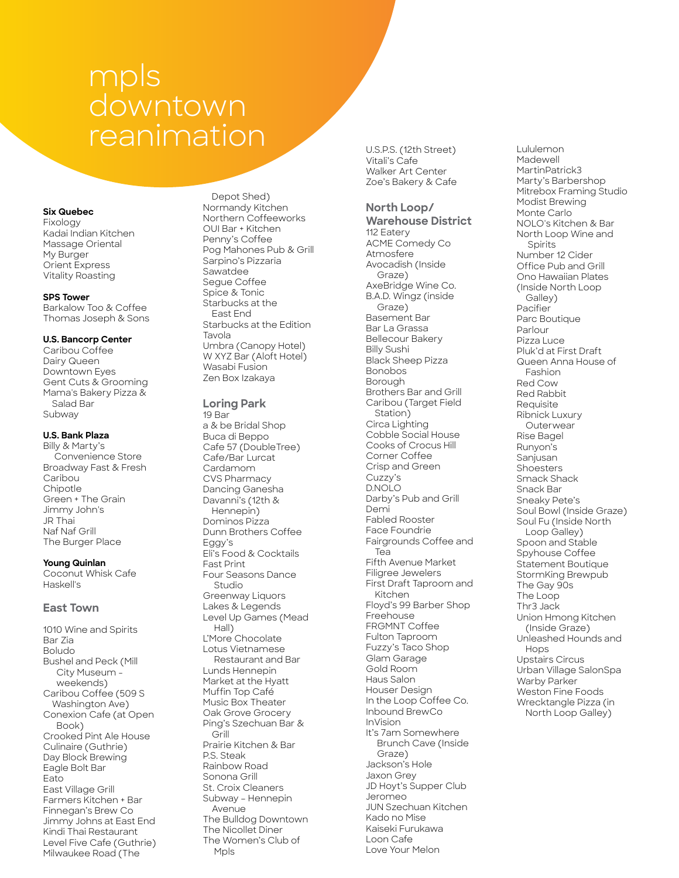# mpls downtown reanimation

**Six Quebec**

Fixology
Kadai Indian Kitchen
Massage Oriental
My Burger
Orient Express
Vitality Roasting

**SPS Tower**

Barkalow Too & Coffee
Thomas Joseph & Sons

**U.S. Bancorp Center**

Caribou Coffee
Dairy Queen
Downtown Eyes
Gent Cuts & Grooming
Mama's Bakery Pizza & Salad Bar
Subway

**U.S. Bank Plaza**

Billy & Marty's Convenience Store
Broadway Fast & Fresh
Caribou
Chipotle
Green + The Grain
Jimmy John's
JR Thai
Naf Naf Grill
The Burger Place

**Young Quinlan**

Coconut Whisk Cafe
Haskell's

## East Town

1010 Wine and Spirits
Bar Zia
Boludo
Bushel and Peck (Mill City Museum - weekends)
Caribou Coffee (509 S Washington Ave)
Conexion Cafe (at Open Book)
Crooked Pint Ale House
Culinaire (Guthrie)
Day Block Brewing
Eagle Bolt Bar
Eato
East Village Grill
Farmers Kitchen + Bar
Finnegan's Brew Co
Jimmy Johns at East End
Kindi Thai Restaurant
Level Five Cafe (Guthrie)
Milwaukee Road (The Depot Shed)
Normandy Kitchen
Northern Coffeeworks
OUI Bar + Kitchen
Penny's Coffee
Pog Mahones Pub & Grill
Sarpino's Pizzaria
Sawatdee
Segue Coffee
Spice & Tonic
Starbucks at the East End
Starbucks at the Edition
Tavola
Umbra (Canopy Hotel)
W XYZ Bar (Aloft Hotel)
Wasabi Fusion
Zen Box Izakaya

## Loring Park

19 Bar
a & be Bridal Shop
Buca di Beppo
Cafe 57 (DoubleTree)
Cafe/Bar Lurcat
Cardamom
CVS Pharmacy
Dancing Ganesha
Davanni's (12th & Hennepin)
Dominos Pizza
Dunn Brothers Coffee
Eggy's
Eli's Food & Cocktails
Fast Print
Four Seasons Dance Studio
Greenway Liquors
Lakes & Legends
Level Up Games (Mead Hall)
L'More Chocolate
Lotus Vietnamese Restaurant and Bar
Lunds Hennepin
Market at the Hyatt
Muffin Top Café
Music Box Theater
Oak Grove Grocery
Ping's Szechuan Bar & Grill
Prairie Kitchen & Bar
P.S. Steak
Rainbow Road
Sonona Grill
St. Croix Cleaners
Subway - Hennepin Avenue
The Bulldog Downtown
The Nicollet Diner
The Women's Club of Mpls
U.S.P.S. (12th Street)
Vitali's Cafe
Walker Art Center
Zoe's Bakery & Cafe

## North Loop/ Warehouse District

112 Eatery
ACME Comedy Co
Atmosfere
Avocadish (Inside Graze)
AxeBridge Wine Co.
B.A.D. Wingz (inside Graze)
Basement Bar
Bar La Grassa
Bellecour Bakery
Billy Sushi
Black Sheep Pizza
Bonobos
Borough
Brothers Bar and Grill
Caribou (Target Field Station)
Circa Lighting
Cobble Social House
Cooks of Crocus Hill
Corner Coffee
Crisp and Green
Cuzzy's
D.NOLO
Darby's Pub and Grill
Demi
Fabled Rooster
Face Foundrie
Fairgrounds Coffee and Tea
Fifth Avenue Market
Filigree Jewelers
First Draft Taproom and Kitchen
Floyd's 99 Barber Shop
Freehouse
FRGMNT Coffee
Fulton Taproom
Fuzzy's Taco Shop
Glam Garage
Gold Room
Haus Salon
Houser Design
In the Loop Coffee Co.
Inbound BrewCo
InVision
It's 7am Somewhere Brunch Cave (Inside Graze)
Jackson's Hole
Jaxon Grey
JD Hoyt's Supper Club
Jeromeo
JUN Szechuan Kitchen
Kado no Mise
Kaiseki Furukawa
Loon Cafe
Love Your Melon
Lululemon
Madewell
MartinPatrick3
Marty's Barbershop
Mitrebox Framing Studio
Modist Brewing
Monte Carlo
NOLO's Kitchen & Bar
North Loop Wine and Spirits
Number 12 Cider
Office Pub and Grill
Ono Hawaiian Plates (Inside North Loop Galley)
Pacifier
Parc Boutique
Parlour
Pizza Luce
Pluk'd at First Draft
Queen Anna House of Fashion
Red Cow
Red Rabbit
Requisite
Ribnick Luxury Outerwear
Rise Bagel
Runyon's
Sanjusan
Shoesters
Smack Shack
Snack Bar
Sneaky Pete's
Soul Bowl (Inside Graze)
Soul Fu (Inside North Loop Galley)
Spoon and Stable
Spyhouse Coffee
Statement Boutique
StormKing Brewpub
The Gay 90s
The Loop
Thr3 Jack
Union Hmong Kitchen (Inside Graze)
Unleashed Hounds and Hops
Upstairs Circus
Urban Village SalonSpa
Warby Parker
Weston Fine Foods
Wrecktangle Pizza (in North Loop Galley)